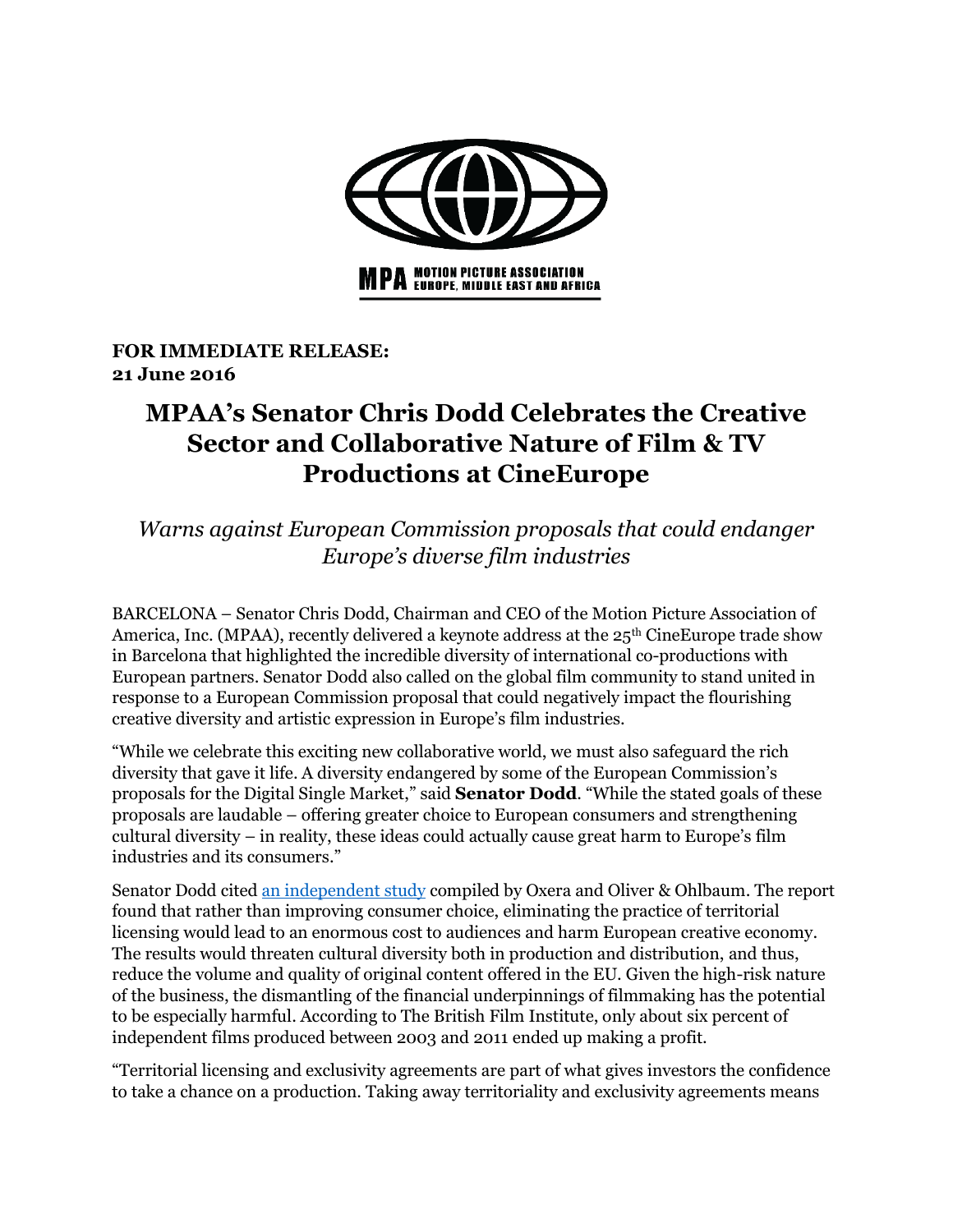**FOR IMMEDIATE RELEASE:**
**21 June 2016**

# MPAA's Senator Chris Dodd Celebrates the Creative Sector and Collaborative Nature of Film & TV Productions at CineEurope

*Warns against European Commission proposals that could endanger Europe's diverse film industries*

BARCELONA – Senator Chris Dodd, Chairman and CEO of the Motion Picture Association of America, Inc. (MPAA), recently delivered a keynote address at the 25th CineEurope trade show in Barcelona that highlighted the incredible diversity of international co-productions with European partners. Senator Dodd also called on the global film community to stand united in response to a European Commission proposal that could negatively impact the flourishing creative diversity and artistic expression in Europe's film industries.

"While we celebrate this exciting new collaborative world, we must also safeguard the rich diversity that gave it life. A diversity endangered by some of the European Commission's proposals for the Digital Single Market," said **Senator Dodd**. "While the stated goals of these proposals are laudable – offering greater choice to European consumers and strengthening cultural diversity – in reality, these ideas could actually cause great harm to Europe's film industries and its consumers."

Senator Dodd cited an independent study compiled by Oxera and Oliver & Ohlbaum. The report found that rather than improving consumer choice, eliminating the practice of territorial licensing would lead to an enormous cost to audiences and harm European creative economy. The results would threaten cultural diversity both in production and distribution, and thus, reduce the volume and quality of original content offered in the EU. Given the high-risk nature of the business, the dismantling of the financial underpinnings of filmmaking has the potential to be especially harmful. According to The British Film Institute, only about six percent of independent films produced between 2003 and 2011 ended up making a profit.

"Territorial licensing and exclusivity agreements are part of what gives investors the confidence to take a chance on a production. Taking away territoriality and exclusivity agreements means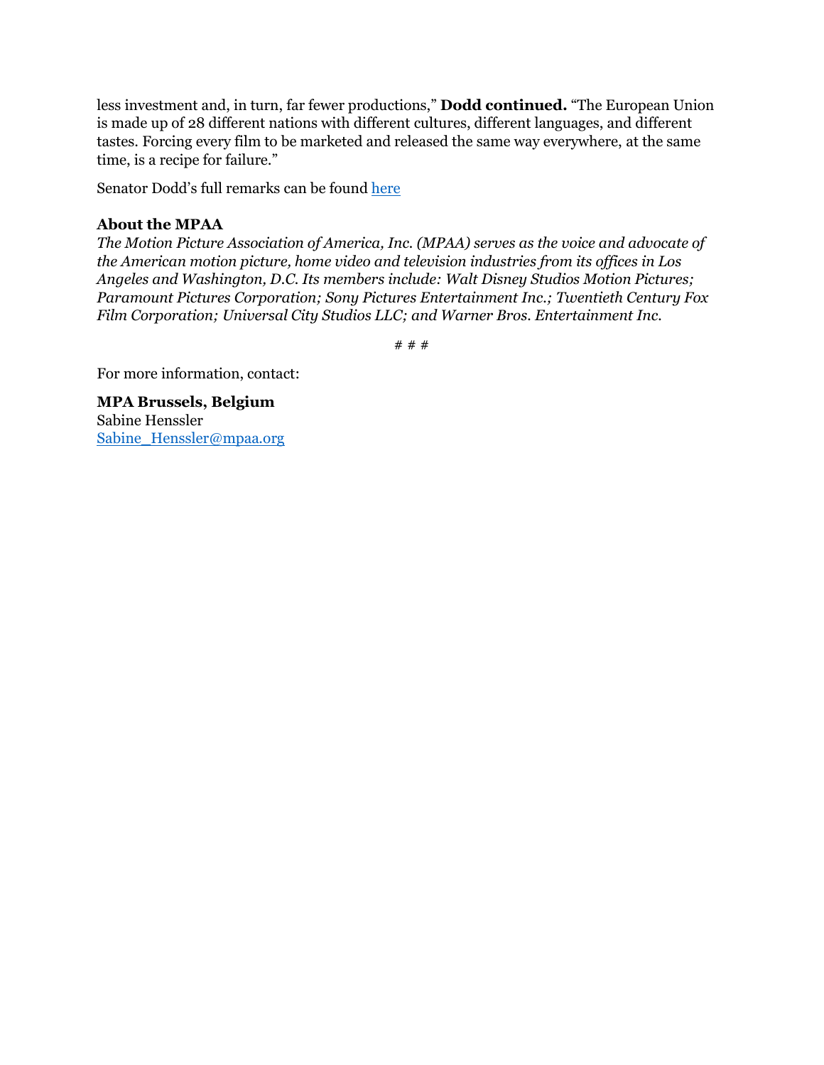less investment and, in turn, far fewer productions," **Dodd continued.** "The European Union is made up of 28 different nations with different cultures, different languages, and different tastes. Forcing every film to be marketed and released the same way everywhere, at the same time, is a recipe for failure."

Senator Dodd's full remarks can be found here

**About the MPAA**
*The Motion Picture Association of America, Inc. (MPAA) serves as the voice and advocate of the American motion picture, home video and television industries from its offices in Los Angeles and Washington, D.C. Its members include: Walt Disney Studios Motion Pictures; Paramount Pictures Corporation; Sony Pictures Entertainment Inc.; Twentieth Century Fox Film Corporation; Universal City Studios LLC; and Warner Bros. Entertainment Inc.*

# # #

For more information, contact:

**MPA Brussels, Belgium**
Sabine Henssler
Sabine_Henssler@mpaa.org